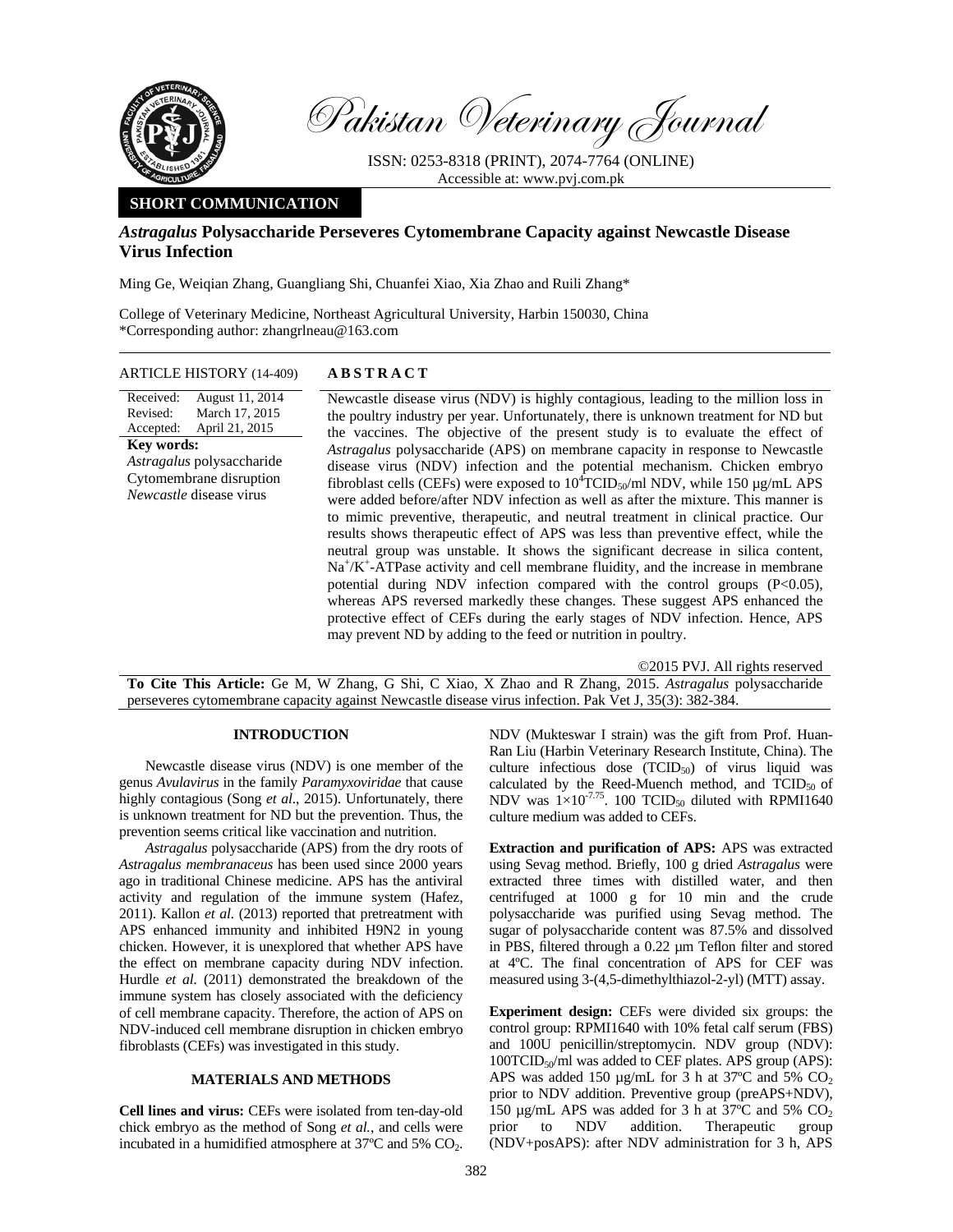# Pakistan Veterinary Journal

ISSN: 0253-8318 (PRINT), 2074-7764 (ONLINE)
Accessible at: www.pvj.com.pk

**SHORT COMMUNICATION**

## *Astragalus* Polysaccharide Perseveres Cytomembrane Capacity against Newcastle Disease Virus Infection

Ming Ge, Weiqian Zhang, Guangliang Shi, Chuanfei Xiao, Xia Zhao and Ruili Zhang*

College of Veterinary Medicine, Northeast Agricultural University, Harbin 150030, China
*Corresponding author: zhangrlneau@163.com

**ARTICLE HISTORY** (14-409)

Received: August 11, 2014
Revised: March 17, 2015
Accepted: April 21, 2015

**Key words:**
*Astragalus* polysaccharide
Cytomembrane disruption
*Newcastle* disease virus

**ABSTRACT**

Newcastle disease virus (NDV) is highly contagious, leading to the million loss in the poultry industry per year. Unfortunately, there is unknown treatment for ND but the vaccines. The objective of the present study is to evaluate the effect of *Astragalus* polysaccharide (APS) on membrane capacity in response to Newcastle disease virus (NDV) infection and the potential mechanism. Chicken embryo fibroblast cells (CEFs) were exposed to $10^4$TCID$_{50}$/ml NDV, while 150 µg/mL APS were added before/after NDV infection as well as after the mixture. This manner is to mimic preventive, therapeutic, and neutral treatment in clinical practice. Our results shows therapeutic effect of APS was less than preventive effect, while the neutral group was unstable. It shows the significant decrease in silica content, $Na^+/K^+$-ATPase activity and cell membrane fluidity, and the increase in membrane potential during NDV infection compared with the control groups ($P<0.05$), whereas APS reversed markedly these changes. These suggest APS enhanced the protective effect of CEFs during the early stages of NDV infection. Hence, APS may prevent ND by adding to the feed or nutrition in poultry.

©2015 PVJ. All rights reserved

**To Cite This Article:** Ge M, W Zhang, G Shi, C Xiao, X Zhao and R Zhang, 2015. *Astragalus* polysaccharide perseveres cytomembrane capacity against Newcastle disease virus infection. Pak Vet J, 35(3): 382-384.

## INTRODUCTION

Newcastle disease virus (NDV) is one member of the genus *Avulavirus* in the family *Paramyxoviridae* that cause highly contagious (Song *et al*., 2015). Unfortunately, there is unknown treatment for ND but the prevention. Thus, the prevention seems critical like vaccination and nutrition.

*Astragalus* polysaccharide (APS) from the dry roots of *Astragalus membranaceus* has been used since 2000 years ago in traditional Chinese medicine. APS has the antiviral activity and regulation of the immune system (Hafez, 2011). Kallon *et al.* (2013) reported that pretreatment with APS enhanced immunity and inhibited H9N2 in young chicken. However, it is unexplored that whether APS have the effect on membrane capacity during NDV infection. Hurdle *et al.* (2011) demonstrated the breakdown of the immune system has closely associated with the deficiency of cell membrane capacity. Therefore, the action of APS on NDV-induced cell membrane disruption in chicken embryo fibroblasts (CEFs) was investigated in this study.

## MATERIALS AND METHODS

**Cell lines and virus:** CEFs were isolated from ten-day-old chick embryo as the method of Song *et al.*, and cells were incubated in a humidified atmosphere at 37ºC and 5% $CO_2$. NDV (Mukteswar I strain) was the gift from Prof. Huan-Ran Liu (Harbin Veterinary Research Institute, China). The culture infectious dose (TCID$_{50}$) of virus liquid was calculated by the Reed-Muench method, and TCID$_{50}$ of NDV was $1\times10^{-7.75}$. 100 TCID$_{50}$ diluted with RPMI1640 culture medium was added to CEFs.

**Extraction and purification of APS:** APS was extracted using Sevag method. Briefly, 100 g dried *Astragalus* were extracted three times with distilled water, and then centrifuged at 1000 g for 10 min and the crude polysaccharide was purified using Sevag method. The sugar of polysaccharide content was 87.5% and dissolved in PBS, filtered through a 0.22 µm Teflon filter and stored at 4ºC. The final concentration of APS for CEF was measured using 3-(4,5-dimethylthiazol-2-yl) (MTT) assay.

**Experiment design:** CEFs were divided six groups: the control group: RPMI1640 with 10% fetal calf serum (FBS) and 100U penicillin/streptomycin. NDV group (NDV): 100TCID$_{50}$/ml was added to CEF plates. APS group (APS): APS was added 150 µg/mL for 3 h at 37ºC and 5% $CO_2$ prior to NDV addition. Preventive group (preAPS+NDV), 150 µg/mL APS was added for 3 h at 37ºC and 5% $CO_2$ prior to NDV addition. Therapeutic group (NDV+posAPS): after NDV administration for 3 h, APS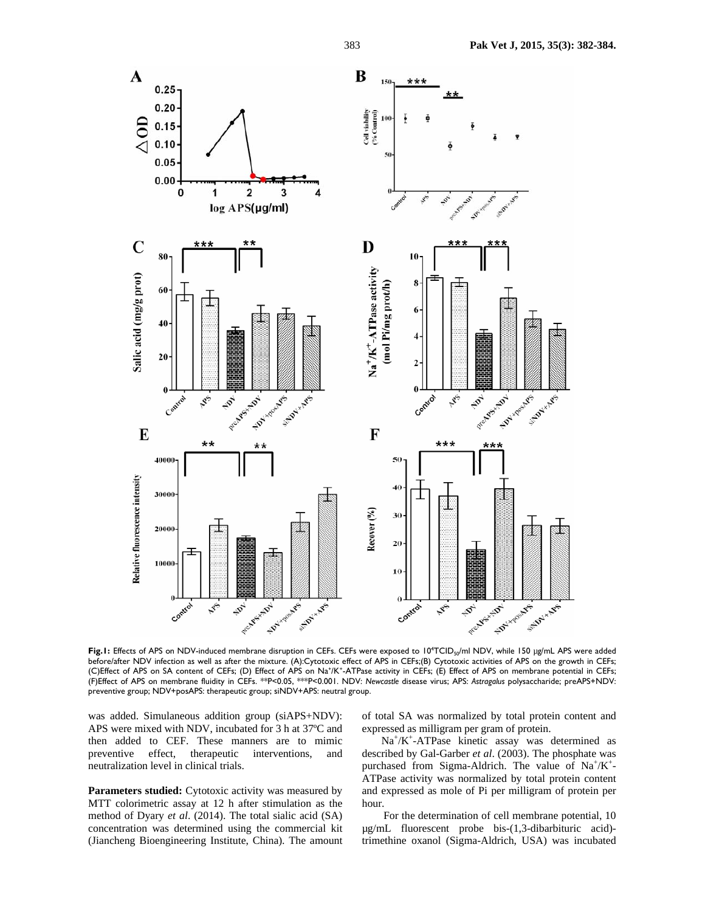**Fig.1:** Effects of APS on NDV-induced membrane disruption in CEFs. CEFs were exposed to $10^4$TCID$_{50}$/ml NDV, while 150 μg/mL APS were added before/after NDV infection as well as after the mixture. (A):Cytotoxic effect of APS in CEFs;(B) Cytotoxic activities of APS on the growth in CEFs; (C)Effect of APS on SA content of CEFs; (D) Effect of APS on $Na^+/K^+$-ATPase activity in CEFs; (E) Effect of APS on membrane potential in CEFs; (F)Effect of APS on membrane fluidity in CEFs. **P<0.05, ***P<0.001. NDV: *Newcastle* disease virus; APS: *Astragalus* polysaccharide; preAPS+NDV: preventive group; NDV+posAPS: therapeutic group; siNDV+APS: neutral group.

was added. Simulaneous addition group (siAPS+NDV): APS were mixed with NDV, incubated for 3 h at 37ºC and then added to CEF. These manners are to mimic preventive effect, therapeutic interventions, and neutralization level in clinical trials.

**Parameters studied:** Cytotoxic activity was measured by MTT colorimetric assay at 12 h after stimulation as the method of Dyary *et al*. (2014). The total sialic acid (SA) concentration was determined using the commercial kit (Jiancheng Bioengineering Institute, China). The amount of total SA was normalized by total protein content and expressed as milligram per gram of protein.

$Na^+/K^+$-ATPase kinetic assay was determined as described by Gal-Garber *et al*. (2003). The phosphate was purchased from Sigma-Aldrich. The value of $Na^+/K^+$-ATPase activity was normalized by total protein content and expressed as mole of Pi per milligram of protein per hour.

For the determination of cell membrane potential, 10 μg/mL fluorescent probe bis-(1,3-dibarbituric acid)-trimethine oxanol (Sigma-Aldrich, USA) was incubated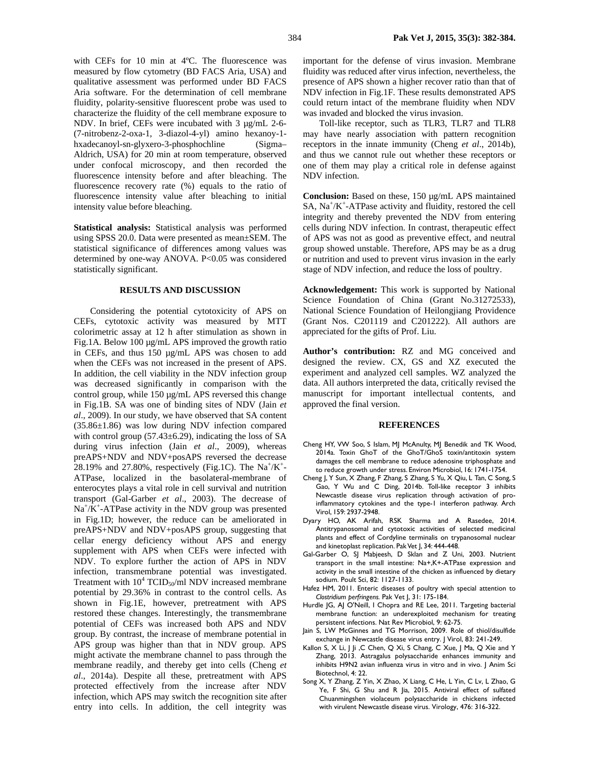with CEFs for 10 min at 4ºC. The fluorescence was measured by flow cytometry (BD FACS Aria, USA) and qualitative assessment was performed under BD FACS Aria software. For the determination of cell membrane fluidity, polarity-sensitive fluorescent probe was used to characterize the fluidity of the cell membrane exposure to NDV. In brief, CEFs were incubated with 3 µg/mL 2-6-(7-nitrobenz-2-oxa-1, 3-diazol-4-yl) amino hexanoy-1-hxadecanoyl-sn-glyxero-3-phosphochline (Sigma–Aldrich, USA) for 20 min at room temperature, observed under confocal microscopy, and then recorded the fluorescence intensity before and after bleaching. The fluorescence recovery rate (%) equals to the ratio of fluorescence intensity value after bleaching to initial intensity value before bleaching.

**Statistical analysis:** Statistical analysis was performed using SPSS 20.0. Data were presented as mean±SEM. The statistical significance of differences among values was determined by one-way ANOVA. P<0.05 was considered statistically significant.

## RESULTS AND DISCUSSION

Considering the potential cytotoxicity of APS on CEFs, cytotoxic activity was measured by MTT colorimetric assay at 12 h after stimulation as shown in Fig.1A. Below 100 µg/mL APS improved the growth ratio in CEFs, and thus 150 µg/mL APS was chosen to add when the CEFs was not increased in the present of APS. In addition, the cell viability in the NDV infection group was decreased significantly in comparison with the control group, while 150 µg/mL APS reversed this change in Fig.1B. SA was one of binding sites of NDV (Jain *et al*., 2009). In our study, we have observed that SA content (35.86±1.86) was low during NDV infection compared with control group (57.43±6.29), indicating the loss of SA during virus infection (Jain *et al*., 2009), whereas preAPS+NDV and NDV+posAPS reversed the decrease 28.19% and 27.80%, respectively (Fig.1C). The $Na^+/K^+$-ATPase, localized in the basolateral-membrane of enterocytes plays a vital role in cell survival and nutrition transport (Gal-Garber *et al*., 2003). The decrease of $Na^+/K^+$-ATPase activity in the NDV group was presented in Fig.1D; however, the reduce can be ameliorated in preAPS+NDV and NDV+posAPS group, suggesting that cellar energy deficiency without APS and energy supplement with APS when CEFs were infected with NDV. To explore further the action of APS in NDV infection, transmembrane potential was investigated. Treatment with $10^4$ $TCID_{50}$/ml NDV increased membrane potential by 29.36% in contrast to the control cells. As shown in Fig.1E, however, pretreatment with APS restored these changes. Interestingly, the transmembrane potential of CEFs was increased both APS and NDV group. By contrast, the increase of membrane potential in APS group was higher than that in NDV group. APS might activate the membrane channel to pass through the membrane readily, and thereby get into cells (Cheng *et al*., 2014a). Despite all these, pretreatment with APS protected effectively from the increase after NDV infection, which APS may switch the recognition site after entry into cells. In addition, the cell integrity was important for the defense of virus invasion. Membrane fluidity was reduced after virus infection, nevertheless, the presence of APS shown a higher recover ratio than that of NDV infection in Fig.1F. These results demonstrated APS could return intact of the membrane fluidity when NDV was invaded and blocked the virus invasion.

Toll-like receptor, such as TLR3, TLR7 and TLR8 may have nearly association with pattern recognition receptors in the innate immunity (Cheng *et al*., 2014b), and thus we cannot rule out whether these receptors or one of them may play a critical role in defense against NDV infection.

**Conclusion:** Based on these, 150 µg/mL APS maintained SA, $Na^+/K^+$-ATPase activity and fluidity, restored the cell integrity and thereby prevented the NDV from entering cells during NDV infection. In contrast, therapeutic effect of APS was not as good as preventive effect, and neutral group showed unstable. Therefore, APS may be as a drug or nutrition and used to prevent virus invasion in the early stage of NDV infection, and reduce the loss of poultry.

**Acknowledgement:** This work is supported by National Science Foundation of China (Grant No.31272533), National Science Foundation of Heilongjiang Providence (Grant Nos. C201119 and C201222). All authors are appreciated for the gifts of Prof. Liu.

**Author's contribution:** RZ and MG conceived and designed the review. CX, GS and XZ executed the experiment and analyzed cell samples. WZ analyzed the data. All authors interpreted the data, critically revised the manuscript for important intellectual contents, and approved the final version.

## REFERENCES

Cheng HY, VW Soo, S Islam, MJ McAnulty, MJ Benedik and TK Wood, 2014a. Toxin GhoT of the GhoT/GhoS toxin/antitoxin system damages the cell membrane to reduce adenosine triphosphate and to reduce growth under stress. Environ Microbiol, 16: 1741-1754.

Cheng J, Y Sun, X Zhang, F Zhang, S Zhang, S Yu, X Qiu, L Tan, C Song, S Gao, Y Wu and C Ding, 2014b. Toll-like receptor 3 inhibits Newcastle disease virus replication through activation of pro-inflammatory cytokines and the type-1 interferon pathway. Arch Virol, 159: 2937-2948.

Dyary HO, AK Arifah, RSK Sharma and A Rasedee, 2014. Antitrypanosomal and cytotoxic activities of selected medicinal plants and effect of Cordyline terminalis on trypanosomal nuclear and kinetoplast replication. Pak Vet J, 34: 444-448.

Gal-Garber O, SJ Mabjeesh, D Sklan and Z Uni, 2003. Nutrient transport in the small intestine: Na+,K+-ATPase expression and activity in the small intestine of the chicken as influenced by dietary sodium. Poult Sci, 82: 1127-1133.

Hafez HM, 2011. Enteric diseases of poultry with special attention to *Clostridium perfringens*. Pak Vet J, 31: 175-184.

Hurdle JG, AJ O'Neill, I Chopra and RE Lee, 2011. Targeting bacterial membrane function: an underexploited mechanism for treating persistent infections. Nat Rev Microbiol, 9: 62-75.

Jain S, LW McGinnes and TG Morrison, 2009. Role of thiol/disulfide exchange in Newcastle disease virus entry. J Virol, 83: 241-249.

Kallon S, X Li, J Ji ,C Chen, Q Xi, S Chang, C Xue, J Ma, Q Xie and Y Zhang, 2013. Astragalus polysaccharide enhances immunity and inhibits H9N2 avian influenza virus in vitro and in vivo. J Anim Sci Biotechnol, 4: 22.

Song X, Y Zhang, Z Yin, X Zhao, X Liang, C He, L Yin, C Lv, L Zhao, G Ye, F Shi, G Shu and R Jia, 2015. Antiviral effect of sulfated Chuanmingshen violaceum polysaccharide in chickens infected with virulent Newcastle disease virus. Virology, 476: 316-322.